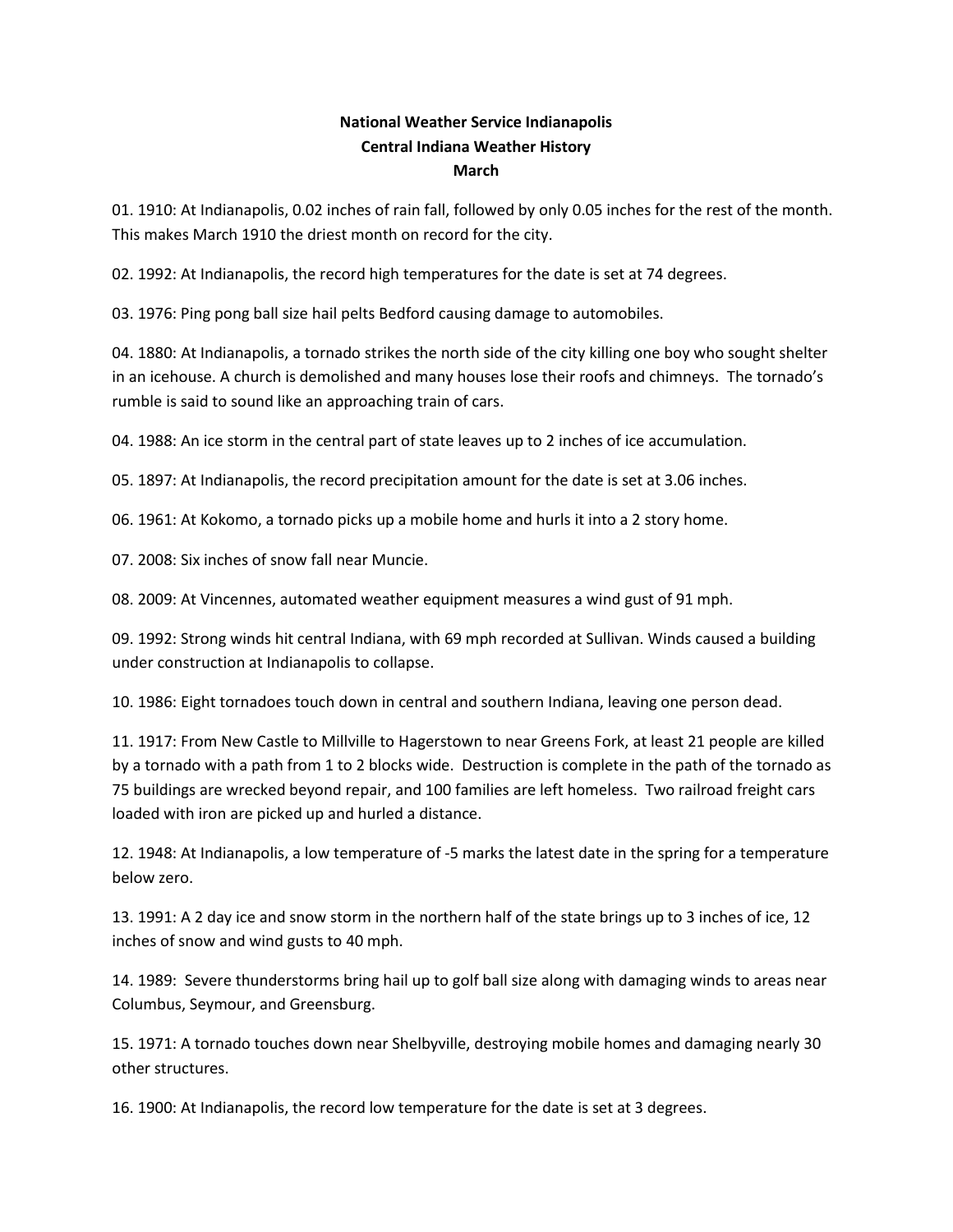**National Weather Service Indianapolis**
**Central Indiana Weather History**
**March**

01. 1910: At Indianapolis, 0.02 inches of rain fall, followed by only 0.05 inches for the rest of the month. This makes March 1910 the driest month on record for the city.

02. 1992: At Indianapolis, the record high temperatures for the date is set at 74 degrees.

03. 1976: Ping pong ball size hail pelts Bedford causing damage to automobiles.

04. 1880: At Indianapolis, a tornado strikes the north side of the city killing one boy who sought shelter in an icehouse. A church is demolished and many houses lose their roofs and chimneys. The tornado's rumble is said to sound like an approaching train of cars.

04. 1988: An ice storm in the central part of state leaves up to 2 inches of ice accumulation.

05. 1897: At Indianapolis, the record precipitation amount for the date is set at 3.06 inches.

06. 1961: At Kokomo, a tornado picks up a mobile home and hurls it into a 2 story home.

07. 2008: Six inches of snow fall near Muncie.

08. 2009: At Vincennes, automated weather equipment measures a wind gust of 91 mph.

09. 1992: Strong winds hit central Indiana, with 69 mph recorded at Sullivan. Winds caused a building under construction at Indianapolis to collapse.

10. 1986: Eight tornadoes touch down in central and southern Indiana, leaving one person dead.

11. 1917: From New Castle to Millville to Hagerstown to near Greens Fork, at least 21 people are killed by a tornado with a path from 1 to 2 blocks wide. Destruction is complete in the path of the tornado as 75 buildings are wrecked beyond repair, and 100 families are left homeless. Two railroad freight cars loaded with iron are picked up and hurled a distance.

12. 1948: At Indianapolis, a low temperature of -5 marks the latest date in the spring for a temperature below zero.

13. 1991: A 2 day ice and snow storm in the northern half of the state brings up to 3 inches of ice, 12 inches of snow and wind gusts to 40 mph.

14. 1989: Severe thunderstorms bring hail up to golf ball size along with damaging winds to areas near Columbus, Seymour, and Greensburg.

15. 1971: A tornado touches down near Shelbyville, destroying mobile homes and damaging nearly 30 other structures.

16. 1900: At Indianapolis, the record low temperature for the date is set at 3 degrees.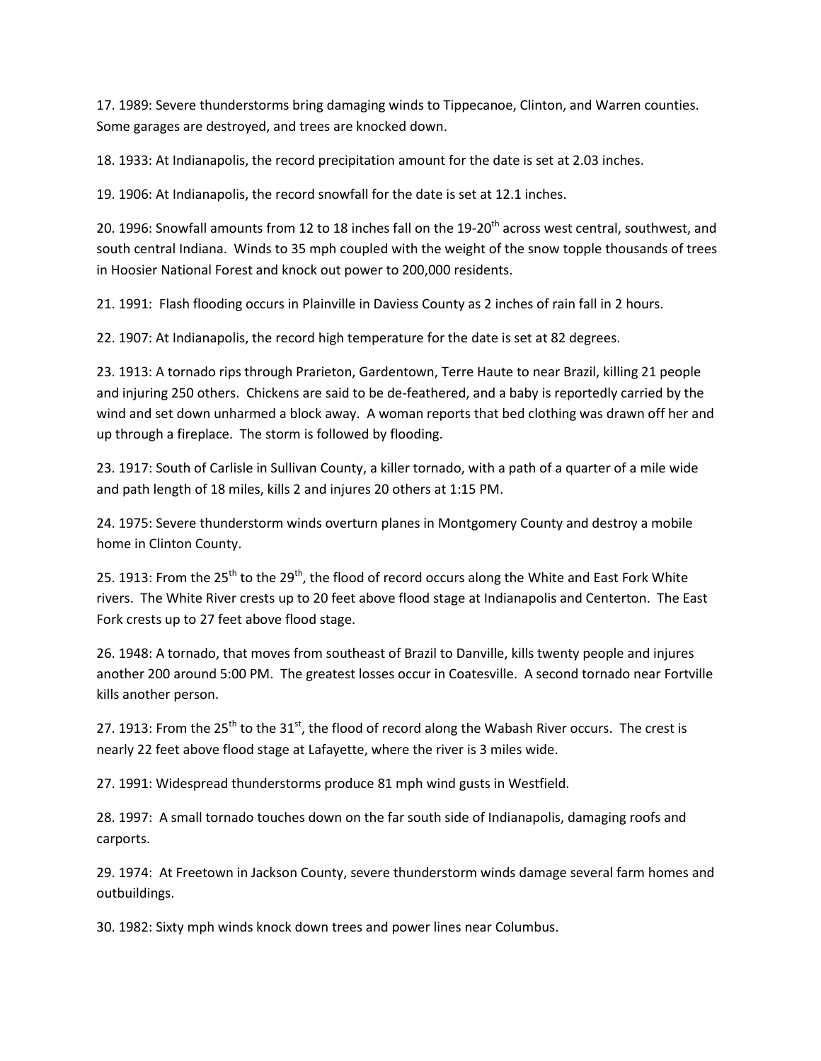17. 1989: Severe thunderstorms bring damaging winds to Tippecanoe, Clinton, and Warren counties. Some garages are destroyed, and trees are knocked down.

18. 1933: At Indianapolis, the record precipitation amount for the date is set at 2.03 inches.

19. 1906: At Indianapolis, the record snowfall for the date is set at 12.1 inches.

20. 1996: Snowfall amounts from 12 to 18 inches fall on the 19-20th across west central, southwest, and south central Indiana. Winds to 35 mph coupled with the weight of the snow topple thousands of trees in Hoosier National Forest and knock out power to 200,000 residents.

21. 1991: Flash flooding occurs in Plainville in Daviess County as 2 inches of rain fall in 2 hours.

22. 1907: At Indianapolis, the record high temperature for the date is set at 82 degrees.

23. 1913: A tornado rips through Prarieton, Gardentown, Terre Haute to near Brazil, killing 21 people and injuring 250 others. Chickens are said to be de-feathered, and a baby is reportedly carried by the wind and set down unharmed a block away. A woman reports that bed clothing was drawn off her and up through a fireplace. The storm is followed by flooding.

23. 1917: South of Carlisle in Sullivan County, a killer tornado, with a path of a quarter of a mile wide and path length of 18 miles, kills 2 and injures 20 others at 1:15 PM.

24. 1975: Severe thunderstorm winds overturn planes in Montgomery County and destroy a mobile home in Clinton County.

25. 1913: From the 25th to the 29th, the flood of record occurs along the White and East Fork White rivers. The White River crests up to 20 feet above flood stage at Indianapolis and Centerton. The East Fork crests up to 27 feet above flood stage.

26. 1948: A tornado, that moves from southeast of Brazil to Danville, kills twenty people and injures another 200 around 5:00 PM. The greatest losses occur in Coatesville. A second tornado near Fortville kills another person.

27. 1913: From the 25th to the 31st, the flood of record along the Wabash River occurs. The crest is nearly 22 feet above flood stage at Lafayette, where the river is 3 miles wide.

27. 1991: Widespread thunderstorms produce 81 mph wind gusts in Westfield.

28. 1997: A small tornado touches down on the far south side of Indianapolis, damaging roofs and carports.

29. 1974: At Freetown in Jackson County, severe thunderstorm winds damage several farm homes and outbuildings.

30. 1982: Sixty mph winds knock down trees and power lines near Columbus.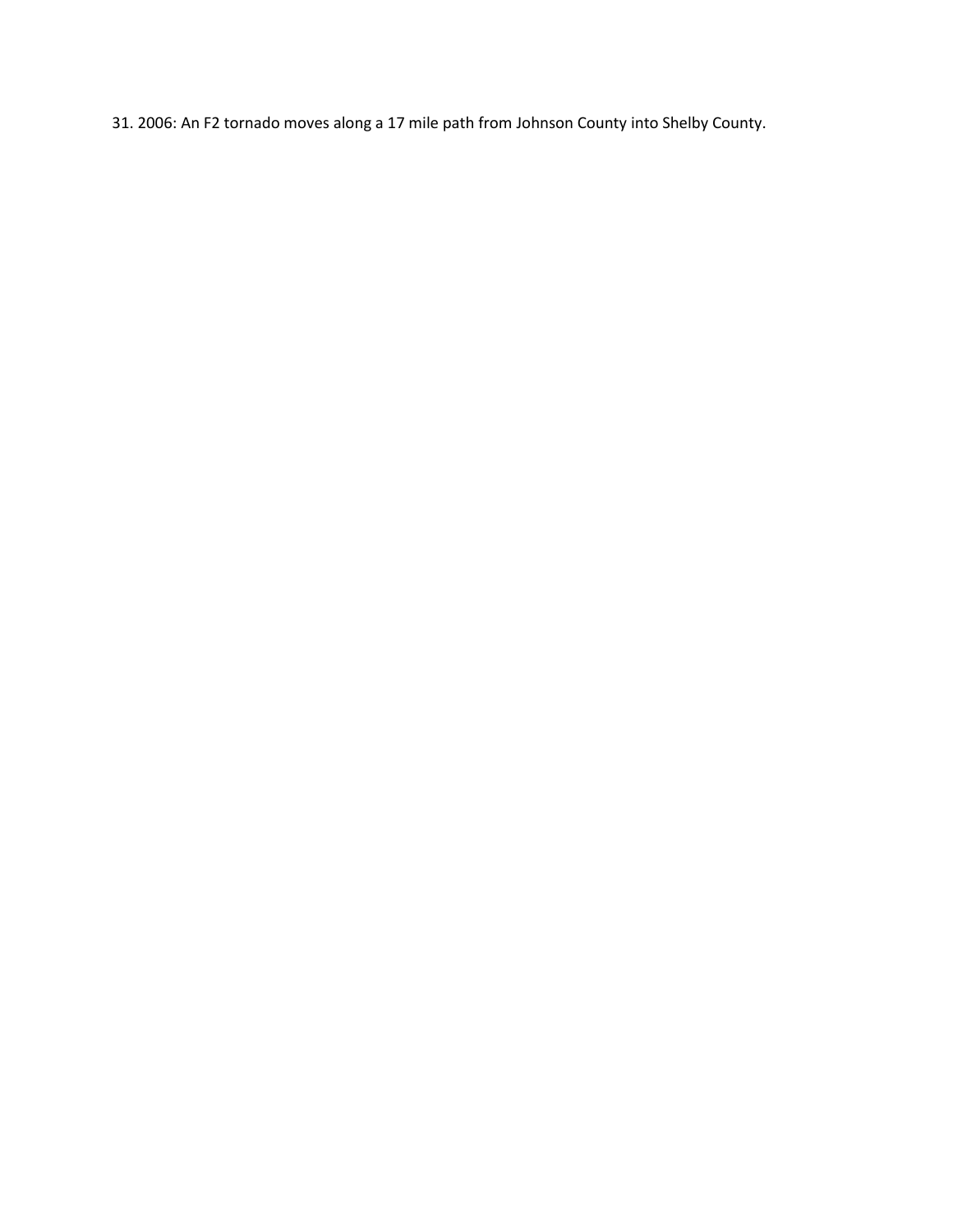31. 2006: An F2 tornado moves along a 17 mile path from Johnson County into Shelby County.